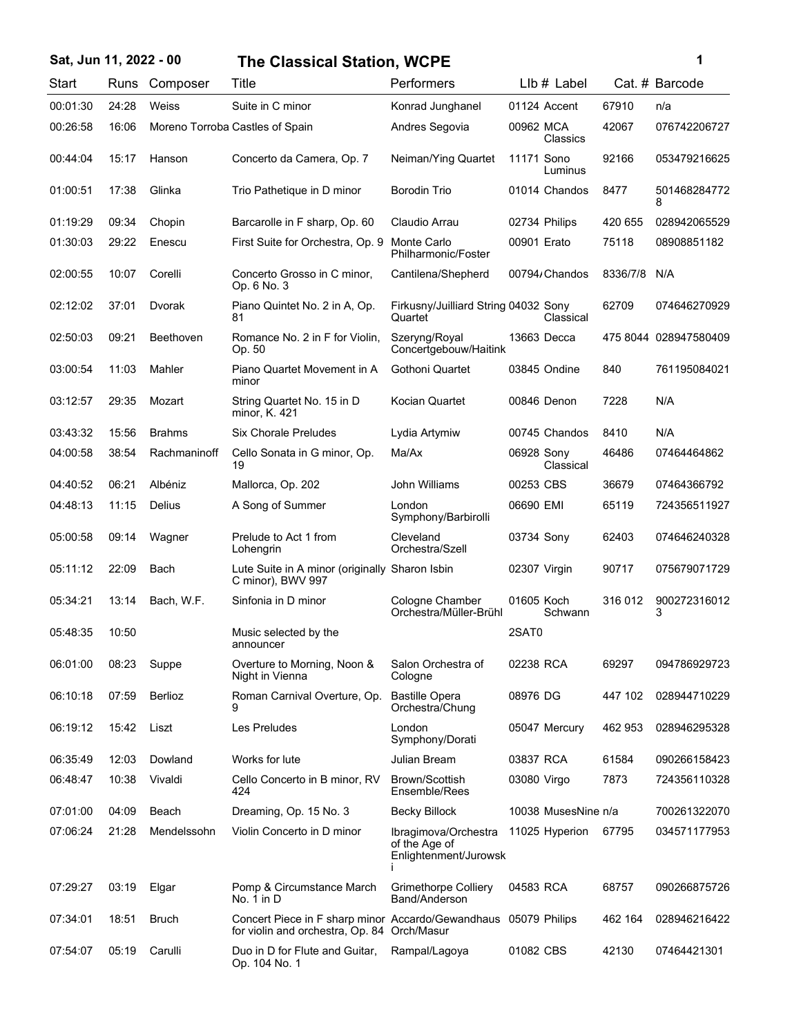## Sat, Jun 11, 2022 - 00 — The Classical Station, WCPE

| Start | Runs | Composer | Title | Performers | Llb # | Label | Cat. # | Barcode |
|---|---|---|---|---|---|---|---|---|
| 00:01:30 | 24:28 | Weiss | Suite in C minor | Konrad Junghanel | 01124 | Accent | 67910 | n/a |
| 00:26:58 | 16:06 | Moreno Torroba | Castles of Spain | Andres Segovia | 00962 | MCA Classics | 42067 | 076742206727 |
| 00:44:04 | 15:17 | Hanson | Concerto da Camera, Op. 7 | Neiman/Ying Quartet | 11171 | Sono Luminus | 92166 | 053479216625 |
| 01:00:51 | 17:38 | Glinka | Trio Pathetique in D minor | Borodin Trio | 01014 | Chandos | 8477 | 5014682847728 |
| 01:19:29 | 09:34 | Chopin | Barcarolle in F sharp, Op. 60 | Claudio Arrau | 02734 | Philips | 420 655 | 028942065529 |
| 01:30:03 | 29:22 | Enescu | First Suite for Orchestra, Op. 9 | Monte Carlo Philharmonic/Foster | 00901 | Erato | 75118 | 08908851182 |
| 02:00:55 | 10:07 | Corelli | Concerto Grosso in C minor, Op. 6 No. 3 | Cantilena/Shepherd | 00794/ | Chandos | 8336/7/8 | N/A |
| 02:12:02 | 37:01 | Dvorak | Piano Quintet No. 2 in A, Op. 81 | Firkusny/Juilliard String Quartet | 04032 | Sony Classical | 62709 | 074646270929 |
| 02:50:03 | 09:21 | Beethoven | Romance No. 2 in F for Violin, Op. 50 | Szeryng/Royal Concertgebouw/Haitink | 13663 | Decca | 475 8044 | 028947580409 |
| 03:00:54 | 11:03 | Mahler | Piano Quartet Movement in A minor | Gothoni Quartet | 03845 | Ondine | 840 | 761195084021 |
| 03:12:57 | 29:35 | Mozart | String Quartet No. 15 in D minor, K. 421 | Kocian Quartet | 00846 | Denon | 7228 | N/A |
| 03:43:32 | 15:56 | Brahms | Six Chorale Preludes | Lydia Artymiw | 00745 | Chandos | 8410 | N/A |
| 04:00:58 | 38:54 | Rachmaninoff | Cello Sonata in G minor, Op. 19 | Ma/Ax | 06928 | Sony Classical | 46486 | 07464464862 |
| 04:40:52 | 06:21 | Albéniz | Mallorca, Op. 202 | John Williams | 00253 | CBS | 36679 | 07464366792 |
| 04:48:13 | 11:15 | Delius | A Song of Summer | London Symphony/Barbirolli | 06690 | EMI | 65119 | 724356511927 |
| 05:00:58 | 09:14 | Wagner | Prelude to Act 1 from Lohengrin | Cleveland Orchestra/Szell | 03734 | Sony | 62403 | 074646240328 |
| 05:11:12 | 22:09 | Bach | Lute Suite in A minor (originally C minor), BWV 997 | Sharon Isbin | 02307 | Virgin | 90717 | 075679071729 |
| 05:34:21 | 13:14 | Bach, W.F. | Sinfonia in D minor | Cologne Chamber Orchestra/Müller-Brühl | 01605 | Koch Schwann | 316 012 | 9002723160123 |
| 05:48:35 | 10:50 | | Music selected by the announcer | | 2SAT0 | | | |
| 06:01:00 | 08:23 | Suppe | Overture to Morning, Noon & Night in Vienna | Salon Orchestra of Cologne | 02238 | RCA | 69297 | 094786929723 |
| 06:10:18 | 07:59 | Berlioz | Roman Carnival Overture, Op. 9 | Bastille Opera Orchestra/Chung | 08976 | DG | 447 102 | 028944710229 |
| 06:19:12 | 15:42 | Liszt | Les Preludes | London Symphony/Dorati | 05047 | Mercury | 462 953 | 028946295328 |
| 06:35:49 | 12:03 | Dowland | Works for lute | Julian Bream | 03837 | RCA | 61584 | 090266158423 |
| 06:48:47 | 10:38 | Vivaldi | Cello Concerto in B minor, RV 424 | Brown/Scottish Ensemble/Rees | 03080 | Virgo | 7873 | 724356110328 |
| 07:01:00 | 04:09 | Beach | Dreaming, Op. 15 No. 3 | Becky Billock | 10038 | MusesNine | n/a | 700261322070 |
| 07:06:24 | 21:28 | Mendelssohn | Violin Concerto in D minor | Ibragimova/Orchestra of the Age of Enlightenment/Jurowski | 11025 | Hyperion | 67795 | 034571177953 |
| 07:29:27 | 03:19 | Elgar | Pomp & Circumstance March No. 1 in D | Grimethorpe Colliery Band/Anderson | 04583 | RCA | 68757 | 090266875726 |
| 07:34:01 | 18:51 | Bruch | Concert Piece in F sharp minor for violin and orchestra, Op. 84 | Accardo/Gewandhaus Orch/Masur | 05079 | Philips | 462 164 | 028946216422 |
| 07:54:07 | 05:19 | Carulli | Duo in D for Flute and Guitar, Op. 104 No. 1 | Rampal/Lagoya | 01082 | CBS | 42130 | 07464421301 |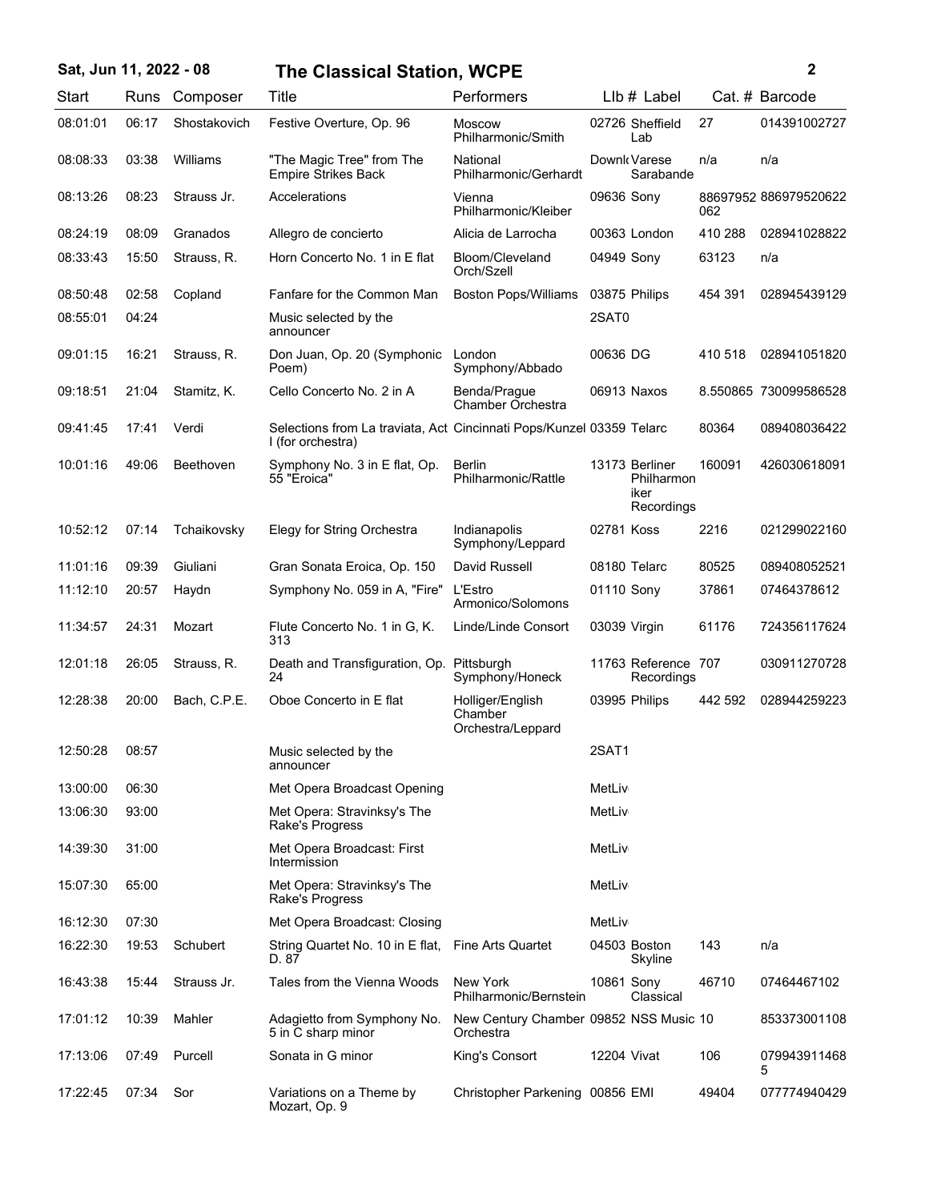| Start | Runs | Composer | Title | Performers | Llb # | Label | Cat. # | Barcode |
|---|---|---|---|---|---|---|---|---|
| 08:01:01 | 06:17 | Shostakovich | Festive Overture, Op. 96 | Moscow Philharmonic/Smith | 02726 | Sheffield Lab | 27 | 014391002727 |
| 08:08:33 | 03:38 | Williams | "The Magic Tree" from The Empire Strikes Back | National Philharmonic/Gerhardt | Downl | Varese Sarabande | n/a | n/a |
| 08:13:26 | 08:23 | Strauss Jr. | Accelerations | Vienna Philharmonic/Kleiber | 09636 | Sony | 88697952062 | 886979520622 |
| 08:24:19 | 08:09 | Granados | Allegro de concierto | Alicia de Larrocha | 00363 | London | 410 288 | 028941028822 |
| 08:33:43 | 15:50 | Strauss, R. | Horn Concerto No. 1 in E flat | Bloom/Cleveland Orch/Szell | 04949 | Sony | 63123 | n/a |
| 08:50:48 | 02:58 | Copland | Fanfare for the Common Man | Boston Pops/Williams | 03875 | Philips | 454 391 | 028945439129 |
| 08:55:01 | 04:24 | | Music selected by the announcer | | 2SAT0 | | | |
| 09:01:15 | 16:21 | Strauss, R. | Don Juan, Op. 20 (Symphonic Poem) | London Symphony/Abbado | 00636 | DG | 410 518 | 028941051820 |
| 09:18:51 | 21:04 | Stamitz, K. | Cello Concerto No. 2 in A | Benda/Prague Chamber Orchestra | 06913 | Naxos | 8.550865 | 730099586528 |
| 09:41:45 | 17:41 | Verdi | Selections from La traviata, Act I (for orchestra) | Cincinnati Pops/Kunzel | 03359 | Telarc | 80364 | 089408036422 |
| 10:01:16 | 49:06 | Beethoven | Symphony No. 3 in E flat, Op. 55 "Eroica" | Berlin Philharmonic/Rattle | 13173 | Berliner Philharmoniker Recordings | 160091 | 426030618091 |
| 10:52:12 | 07:14 | Tchaikovsky | Elegy for String Orchestra | Indianapolis Symphony/Leppard | 02781 | Koss | 2216 | 021299022160 |
| 11:01:16 | 09:39 | Giuliani | Gran Sonata Eroica, Op. 150 | David Russell | 08180 | Telarc | 80525 | 089408052521 |
| 11:12:10 | 20:57 | Haydn | Symphony No. 059 in A, "Fire" | L'Estro Armonico/Solomons | 01110 | Sony | 37861 | 07464378612 |
| 11:34:57 | 24:31 | Mozart | Flute Concerto No. 1 in G, K. 313 | Linde/Linde Consort | 03039 | Virgin | 61176 | 724356117624 |
| 12:01:18 | 26:05 | Strauss, R. | Death and Transfiguration, Op. 24 | Pittsburgh Symphony/Honeck | 11763 | Reference Recordings | 707 | 030911270728 |
| 12:28:38 | 20:00 | Bach, C.P.E. | Oboe Concerto in E flat | Holliger/English Chamber Orchestra/Leppard | 03995 | Philips | 442 592 | 028944259223 |
| 12:50:28 | 08:57 | | Music selected by the announcer | | 2SAT1 | | | |
| 13:00:00 | 06:30 | | Met Opera Broadcast Opening | | MetLiv | | | |
| 13:06:30 | 93:00 | | Met Opera: Stravinksy's The Rake's Progress | | MetLiv | | | |
| 14:39:30 | 31:00 | | Met Opera Broadcast: First Intermission | | MetLiv | | | |
| 15:07:30 | 65:00 | | Met Opera: Stravinksy's The Rake's Progress | | MetLiv | | | |
| 16:12:30 | 07:30 | | Met Opera Broadcast: Closing | | MetLiv | | | |
| 16:22:30 | 19:53 | Schubert | String Quartet No. 10 in E flat, D. 87 | Fine Arts Quartet | 04503 | Boston Skyline | 143 | n/a |
| 16:43:38 | 15:44 | Strauss Jr. | Tales from the Vienna Woods | New York Philharmonic/Bernstein | 10861 | Sony Classical | 46710 | 07464467102 |
| 17:01:12 | 10:39 | Mahler | Adagietto from Symphony No. 5 in C sharp minor | New Century Chamber Orchestra | 09852 | NSS Music | 10 | 853373001108 |
| 17:13:06 | 07:49 | Purcell | Sonata in G minor | King's Consort | 12204 | Vivat | 106 | 0799439114685 |
| 17:22:45 | 07:34 | Sor | Variations on a Theme by Mozart, Op. 9 | Christopher Parkening | 00856 | EMI | 49404 | 077774940429 |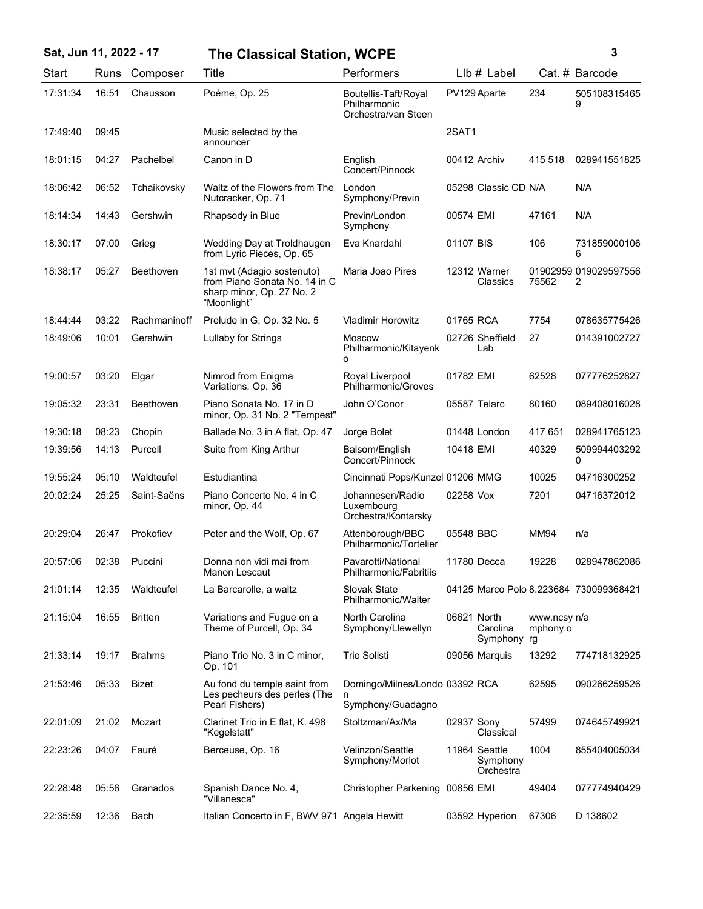# Sat, Jun 11, 2022 - 17 — The Classical Station, WCPE

| Start | Runs | Composer | Title | Performers | LIb # | Label | Cat. # | Barcode |
|---|---|---|---|---|---|---|---|---|
| 17:31:34 | 16:51 | Chausson | Poéme, Op. 25 | Boutellis-Taft/Royal Philharmonic Orchestra/van Steen | PV129 | Aparte | 234 | 5051083154659 |
| 17:49:40 | 09:45 | | Music selected by the announcer | | 2SAT1 | | | |
| 18:01:15 | 04:27 | Pachelbel | Canon in D | English Concert/Pinnock | 00412 | Archiv | 415 518 | 028941551825 |
| 18:06:42 | 06:52 | Tchaikovsky | Waltz of the Flowers from The Nutcracker, Op. 71 | London Symphony/Previn | 05298 | Classic CD | N/A | N/A |
| 18:14:34 | 14:43 | Gershwin | Rhapsody in Blue | Previn/London Symphony | 00574 | EMI | 47161 | N/A |
| 18:30:17 | 07:00 | Grieg | Wedding Day at Troldhaugen from Lyric Pieces, Op. 65 | Eva Knardahl | 01107 | BIS | 106 | 7318590001066 |
| 18:38:17 | 05:27 | Beethoven | 1st mvt (Adagio sostenuto) from Piano Sonata No. 14 in C sharp minor, Op. 27 No. 2 "Moonlight" | Maria Joao Pires | 12312 | Warner Classics | 0190295975562 | 0190295975562 |
| 18:44:44 | 03:22 | Rachmaninoff | Prelude in G, Op. 32 No. 5 | Vladimir Horowitz | 01765 | RCA | 7754 | 078635775426 |
| 18:49:06 | 10:01 | Gershwin | Lullaby for Strings | Moscow Philharmonic/Kitayenko | 02726 | Sheffield Lab | 27 | 014391002727 |
| 19:00:57 | 03:20 | Elgar | Nimrod from Enigma Variations, Op. 36 | Royal Liverpool Philharmonic/Groves | 01782 | EMI | 62528 | 077776252827 |
| 19:05:32 | 23:31 | Beethoven | Piano Sonata No. 17 in D minor, Op. 31 No. 2 "Tempest" | John O'Conor | 05587 | Telarc | 80160 | 089408016028 |
| 19:30:18 | 08:23 | Chopin | Ballade No. 3 in A flat, Op. 47 | Jorge Bolet | 01448 | London | 417 651 | 028941765123 |
| 19:39:56 | 14:13 | Purcell | Suite from King Arthur | Balsom/English Concert/Pinnock | 10418 | EMI | 40329 | 5099944032920 |
| 19:55:24 | 05:10 | Waldteufel | Estudiantina | Cincinnati Pops/Kunzel | 01206 | MMG | 10025 | 04716300252 |
| 20:02:24 | 25:25 | Saint-Saëns | Piano Concerto No. 4 in C minor, Op. 44 | Johannesen/Radio Luxembourg Orchestra/Kontarsky | 02258 | Vox | 7201 | 04716372012 |
| 20:29:04 | 26:47 | Prokofiev | Peter and the Wolf, Op. 67 | Attenborough/BBC Philharmonic/Tortelier | 05548 | BBC | MM94 | n/a |
| 20:57:06 | 02:38 | Puccini | Donna non vidi mai from Manon Lescaut | Pavarotti/National Philharmonic/Fabritiis | 11780 | Decca | 19228 | 028947862086 |
| 21:01:14 | 12:35 | Waldteufel | La Barcarolle, a waltz | Slovak State Philharmonic/Walter | 04125 | Marco Polo | 8.223684 | 730099368421 |
| 21:15:04 | 16:55 | Britten | Variations and Fugue on a Theme of Purcell, Op. 34 | North Carolina Symphony/Llewellyn | 06621 | North Carolina Symphony | www.ncsymphony.org | n/a |
| 21:33:14 | 19:17 | Brahms | Piano Trio No. 3 in C minor, Op. 101 | Trio Solisti | 09056 | Marquis | 13292 | 774718132925 |
| 21:53:46 | 05:33 | Bizet | Au fond du temple saint from Les pecheurs des perles (The Pearl Fishers) | Domingo/Milnes/London Symphony/Guadagno | 03392 | RCA | 62595 | 090266259526 |
| 22:01:09 | 21:02 | Mozart | Clarinet Trio in E flat, K. 498 "Kegelstatt" | Stoltzman/Ax/Ma | 02937 | Sony Classical | 57499 | 074645749921 |
| 22:23:26 | 04:07 | Fauré | Berceuse, Op. 16 | Velinzon/Seattle Symphony/Morlot | 11964 | Seattle Symphony Orchestra | 1004 | 855404005034 |
| 22:28:48 | 05:56 | Granados | Spanish Dance No. 4, "Villanesca" | Christopher Parkening | 00856 | EMI | 49404 | 077774940429 |
| 22:35:59 | 12:36 | Bach | Italian Concerto in F, BWV 971 | Angela Hewitt | 03592 | Hyperion | 67306 | D 138602 |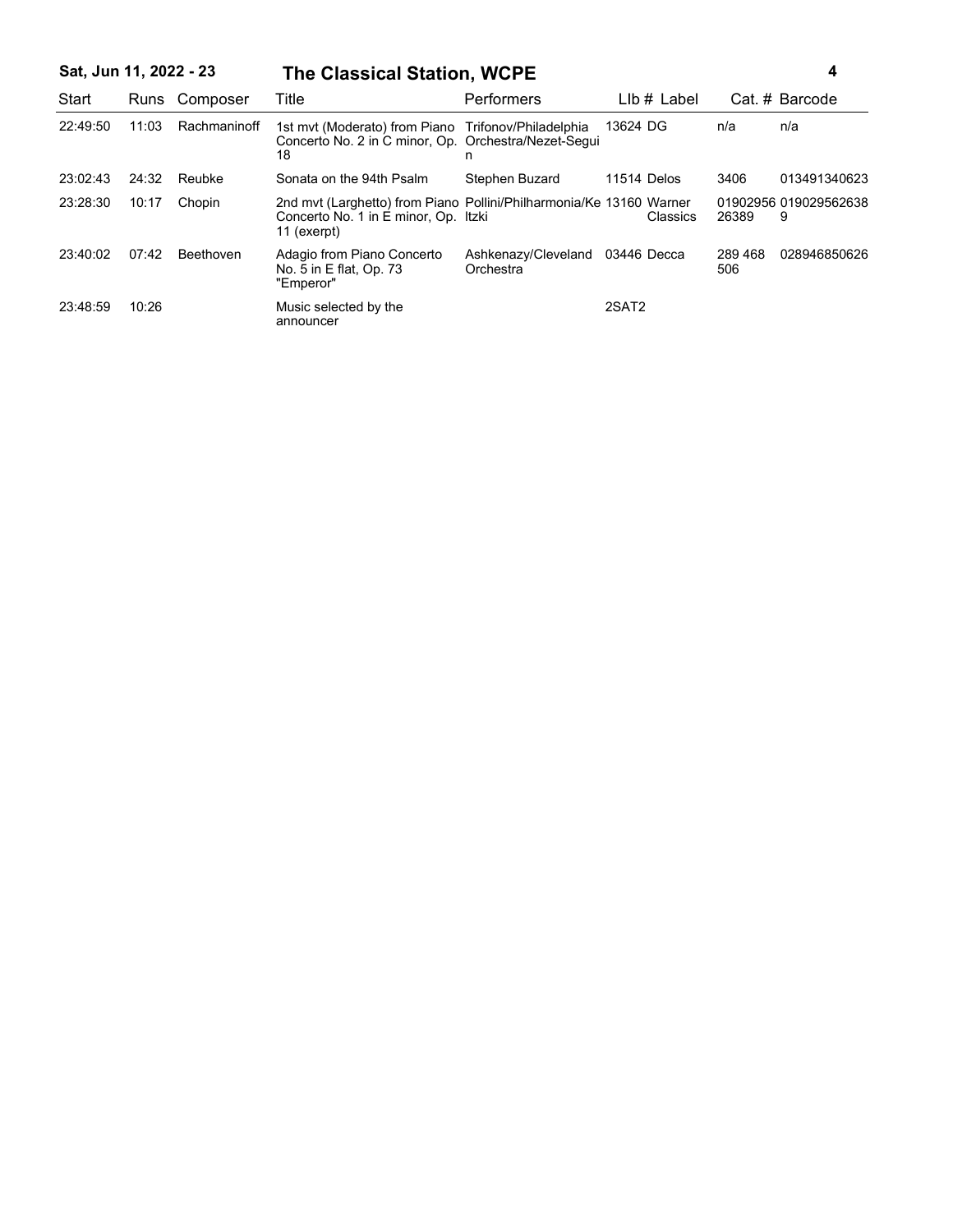**Sat, Jun 11, 2022 - 23** **The Classical Station, WCPE**

| Start | Runs | Composer | Title | Performers | Llb # | Label | Cat. # | Barcode |
|---|---|---|---|---|---|---|---|---|
| 22:49:50 | 11:03 | Rachmaninoff | 1st mvt (Moderato) from Piano Concerto No. 2 in C minor, Op. 18 | Trifonov/Philadelphia Orchestra/Nezet-Seguin | 13624 | DG | n/a | n/a |
| 23:02:43 | 24:32 | Reubke | Sonata on the 94th Psalm | Stephen Buzard | 11514 | Delos | 3406 | 013491340623 |
| 23:28:30 | 10:17 | Chopin | 2nd mvt (Larghetto) from Piano Concerto No. 1 in E minor, Op. 11 (exerpt) | Pollini/Philharmonia/Kertzki | 13160 | Warner Classics | 0190295626389 | 0190295626389 |
| 23:40:02 | 07:42 | Beethoven | Adagio from Piano Concerto No. 5 in E flat, Op. 73 "Emperor" | Ashkenazy/Cleveland Orchestra | 03446 | Decca | 289 468 506 | 028946850626 |
| 23:48:59 | 10:26 | | Music selected by the announcer | | 2SAT2 | | | |